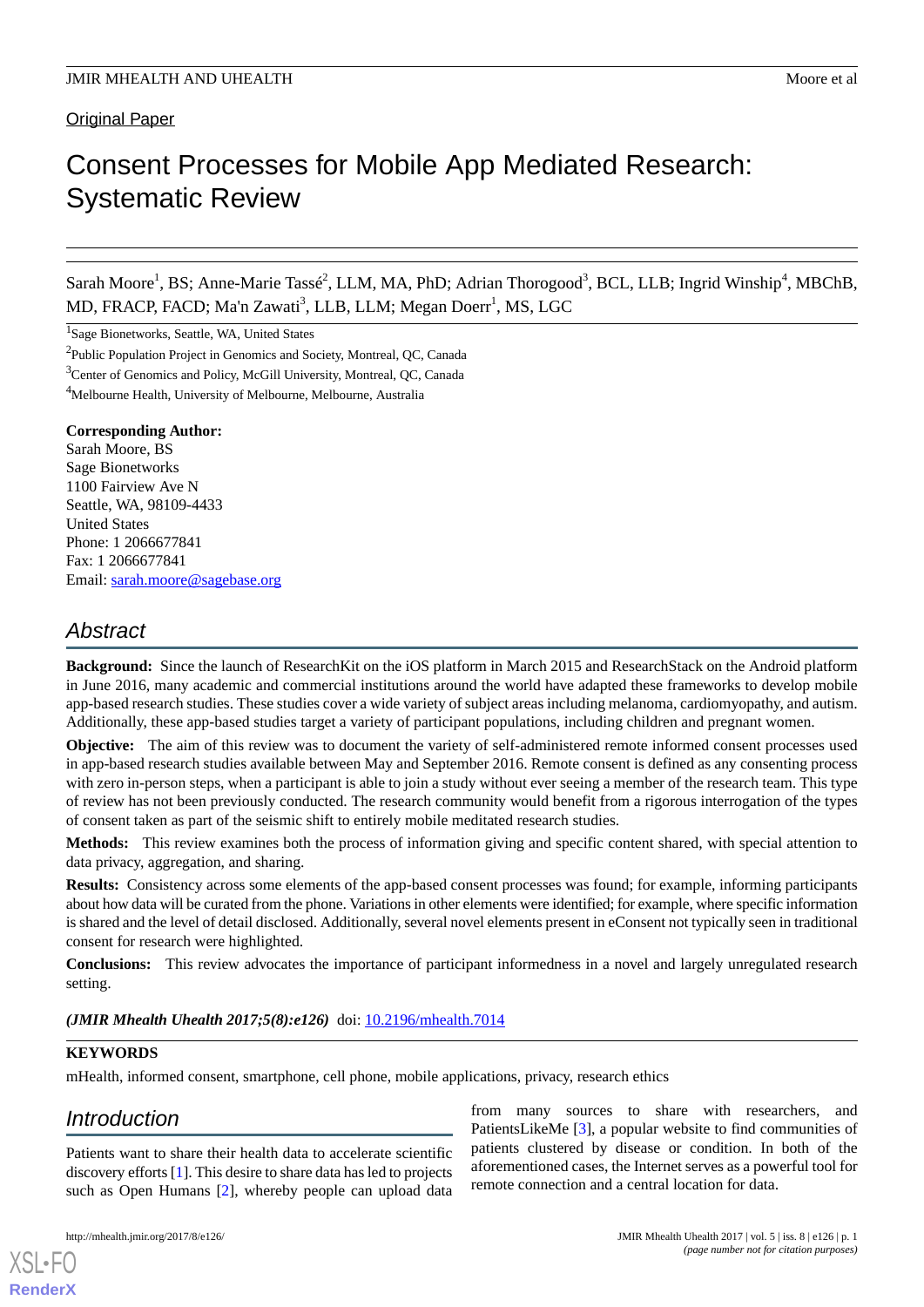Original Paper

# Consent Processes for Mobile App Mediated Research: Systematic Review

Sarah Moore[1], BS; Anne-Marie Tassé[2], LLM, MA, PhD; Adrian Thorogood[3], BCL, LLB; Ingrid Winship[4], MBChB, MD, FRACP, FACD; Ma'n Zawati[3], LLB, LLM; Megan Doerr[1], MS, LGC

[1]Sage Bionetworks, Seattle, WA, United States

[2]Public Population Project in Genomics and Society, Montreal, QC, Canada

[3]Center of Genomics and Policy, McGill University, Montreal, QC, Canada

[4]Melbourne Health, University of Melbourne, Melbourne, Australia

**Corresponding Author:**
Sarah Moore, BS
Sage Bionetworks
1100 Fairview Ave N
Seattle, WA, 98109-4433
United States
Phone: 1 2066677841
Fax: 1 2066677841
Email: sarah.moore@sagebase.org

## Abstract

**Background:** Since the launch of ResearchKit on the iOS platform in March 2015 and ResearchStack on the Android platform in June 2016, many academic and commercial institutions around the world have adapted these frameworks to develop mobile app-based research studies. These studies cover a wide variety of subject areas including melanoma, cardiomyopathy, and autism. Additionally, these app-based studies target a variety of participant populations, including children and pregnant women.

**Objective:** The aim of this review was to document the variety of self-administered remote informed consent processes used in app-based research studies available between May and September 2016. Remote consent is defined as any consenting process with zero in-person steps, when a participant is able to join a study without ever seeing a member of the research team. This type of review has not been previously conducted. The research community would benefit from a rigorous interrogation of the types of consent taken as part of the seismic shift to entirely mobile meditated research studies.

**Methods:** This review examines both the process of information giving and specific content shared, with special attention to data privacy, aggregation, and sharing.

**Results:** Consistency across some elements of the app-based consent processes was found; for example, informing participants about how data will be curated from the phone. Variations in other elements were identified; for example, where specific information is shared and the level of detail disclosed. Additionally, several novel elements present in eConsent not typically seen in traditional consent for research were highlighted.

**Conclusions:** This review advocates the importance of participant informedness in a novel and largely unregulated research setting.

***(JMIR Mhealth Uhealth 2017;5(8):e126)*** doi: 10.2196/mhealth.7014

**KEYWORDS**

mHealth, informed consent, smartphone, cell phone, mobile applications, privacy, research ethics

## Introduction

Patients want to share their health data to accelerate scientific discovery efforts [1]. This desire to share data has led to projects such as Open Humans [2], whereby people can upload data from many sources to share with researchers, and PatientsLikeMe [3], a popular website to find communities of patients clustered by disease or condition. In both of the aforementioned cases, the Internet serves as a powerful tool for remote connection and a central location for data.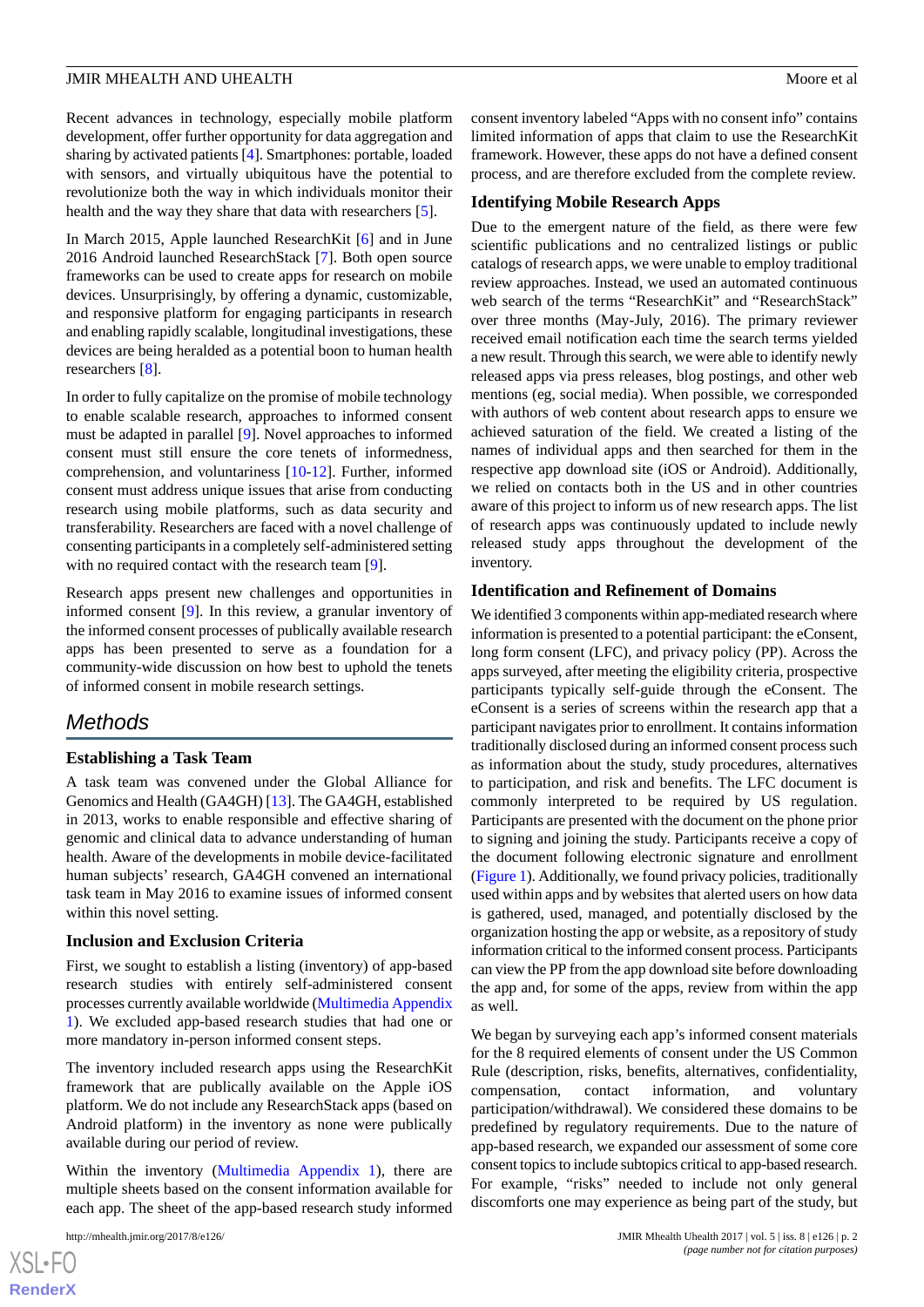Recent advances in technology, especially mobile platform development, offer further opportunity for data aggregation and sharing by activated patients [4]. Smartphones: portable, loaded with sensors, and virtually ubiquitous have the potential to revolutionize both the way in which individuals monitor their health and the way they share that data with researchers [5].

In March 2015, Apple launched ResearchKit [6] and in June 2016 Android launched ResearchStack [7]. Both open source frameworks can be used to create apps for research on mobile devices. Unsurprisingly, by offering a dynamic, customizable, and responsive platform for engaging participants in research and enabling rapidly scalable, longitudinal investigations, these devices are being heralded as a potential boon to human health researchers [8].

In order to fully capitalize on the promise of mobile technology to enable scalable research, approaches to informed consent must be adapted in parallel [9]. Novel approaches to informed consent must still ensure the core tenets of informedness, comprehension, and voluntariness [10-12]. Further, informed consent must address unique issues that arise from conducting research using mobile platforms, such as data security and transferability. Researchers are faced with a novel challenge of consenting participants in a completely self-administered setting with no required contact with the research team [9].

Research apps present new challenges and opportunities in informed consent [9]. In this review, a granular inventory of the informed consent processes of publically available research apps has been presented to serve as a foundation for a community-wide discussion on how best to uphold the tenets of informed consent in mobile research settings.

## Methods

### Establishing a Task Team

A task team was convened under the Global Alliance for Genomics and Health (GA4GH) [13]. The GA4GH, established in 2013, works to enable responsible and effective sharing of genomic and clinical data to advance understanding of human health. Aware of the developments in mobile device-facilitated human subjects' research, GA4GH convened an international task team in May 2016 to examine issues of informed consent within this novel setting.

### Inclusion and Exclusion Criteria

First, we sought to establish a listing (inventory) of app-based research studies with entirely self-administered consent processes currently available worldwide (Multimedia Appendix 1). We excluded app-based research studies that had one or more mandatory in-person informed consent steps.

The inventory included research apps using the ResearchKit framework that are publically available on the Apple iOS platform. We do not include any ResearchStack apps (based on Android platform) in the inventory as none were publically available during our period of review.

Within the inventory (Multimedia Appendix 1), there are multiple sheets based on the consent information available for each app. The sheet of the app-based research study informed consent inventory labeled "Apps with no consent info" contains limited information of apps that claim to use the ResearchKit framework. However, these apps do not have a defined consent process, and are therefore excluded from the complete review.

### Identifying Mobile Research Apps

Due to the emergent nature of the field, as there were few scientific publications and no centralized listings or public catalogs of research apps, we were unable to employ traditional review approaches. Instead, we used an automated continuous web search of the terms "ResearchKit" and "ResearchStack" over three months (May-July, 2016). The primary reviewer received email notification each time the search terms yielded a new result. Through this search, we were able to identify newly released apps via press releases, blog postings, and other web mentions (eg, social media). When possible, we corresponded with authors of web content about research apps to ensure we achieved saturation of the field. We created a listing of the names of individual apps and then searched for them in the respective app download site (iOS or Android). Additionally, we relied on contacts both in the US and in other countries aware of this project to inform us of new research apps. The list of research apps was continuously updated to include newly released study apps throughout the development of the inventory.

### Identification and Refinement of Domains

We identified 3 components within app-mediated research where information is presented to a potential participant: the eConsent, long form consent (LFC), and privacy policy (PP). Across the apps surveyed, after meeting the eligibility criteria, prospective participants typically self-guide through the eConsent. The eConsent is a series of screens within the research app that a participant navigates prior to enrollment. It contains information traditionally disclosed during an informed consent process such as information about the study, study procedures, alternatives to participation, and risk and benefits. The LFC document is commonly interpreted to be required by US regulation. Participants are presented with the document on the phone prior to signing and joining the study. Participants receive a copy of the document following electronic signature and enrollment (Figure 1). Additionally, we found privacy policies, traditionally used within apps and by websites that alerted users on how data is gathered, used, managed, and potentially disclosed by the organization hosting the app or website, as a repository of study information critical to the informed consent process. Participants can view the PP from the app download site before downloading the app and, for some of the apps, review from within the app as well.

We began by surveying each app's informed consent materials for the 8 required elements of consent under the US Common Rule (description, risks, benefits, alternatives, confidentiality, compensation, contact information, and voluntary participation/withdrawal). We considered these domains to be predefined by regulatory requirements. Due to the nature of app-based research, we expanded our assessment of some core consent topics to include subtopics critical to app-based research. For example, "risks" needed to include not only general discomforts one may experience as being part of the study, but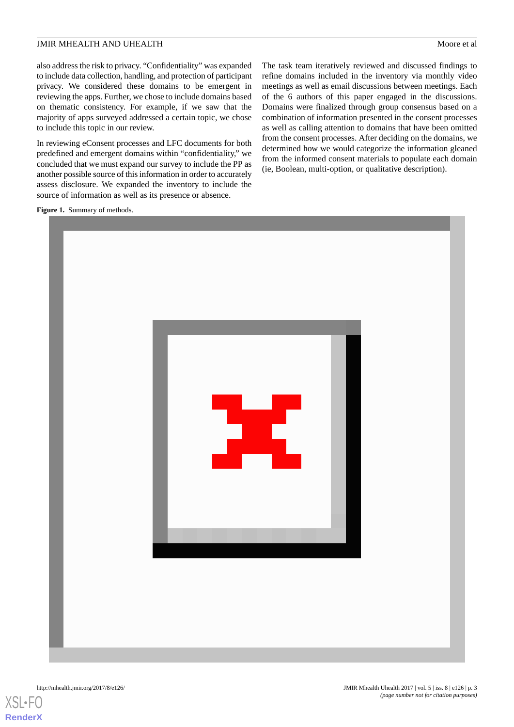also address the risk to privacy. "Confidentiality" was expanded to include data collection, handling, and protection of participant privacy. We considered these domains to be emergent in reviewing the apps. Further, we chose to include domains based on thematic consistency. For example, if we saw that the majority of apps surveyed addressed a certain topic, we chose to include this topic in our review.

In reviewing eConsent processes and LFC documents for both predefined and emergent domains within "confidentiality," we concluded that we must expand our survey to include the PP as another possible source of this information in order to accurately assess disclosure. We expanded the inventory to include the source of information as well as its presence or absence.

The task team iteratively reviewed and discussed findings to refine domains included in the inventory via monthly video meetings as well as email discussions between meetings. Each of the 6 authors of this paper engaged in the discussions. Domains were finalized through group consensus based on a combination of information presented in the consent processes as well as calling attention to domains that have been omitted from the consent processes. After deciding on the domains, we determined how we would categorize the information gleaned from the informed consent materials to populate each domain (ie, Boolean, multi-option, or qualitative description).

**Figure 1.** Summary of methods.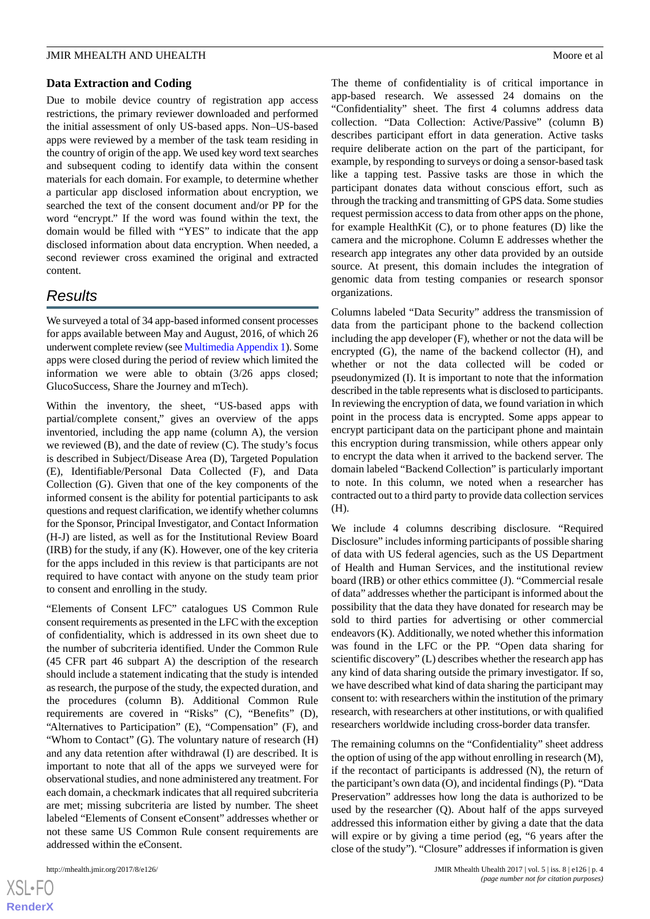### Data Extraction and Coding

Due to mobile device country of registration app access restrictions, the primary reviewer downloaded and performed the initial assessment of only US-based apps. Non–US-based apps were reviewed by a member of the task team residing in the country of origin of the app. We used key word text searches and subsequent coding to identify data within the consent materials for each domain. For example, to determine whether a particular app disclosed information about encryption, we searched the text of the consent document and/or PP for the word "encrypt." If the word was found within the text, the domain would be filled with "YES" to indicate that the app disclosed information about data encryption. When needed, a second reviewer cross examined the original and extracted content.

## Results

We surveyed a total of 34 app-based informed consent processes for apps available between May and August, 2016, of which 26 underwent complete review (see Multimedia Appendix 1). Some apps were closed during the period of review which limited the information we were able to obtain (3/26 apps closed; GlucoSuccess, Share the Journey and mTech).

Within the inventory, the sheet, "US-based apps with partial/complete consent," gives an overview of the apps inventoried, including the app name (column A), the version we reviewed (B), and the date of review (C). The study's focus is described in Subject/Disease Area (D), Targeted Population (E), Identifiable/Personal Data Collected (F), and Data Collection (G). Given that one of the key components of the informed consent is the ability for potential participants to ask questions and request clarification, we identify whether columns for the Sponsor, Principal Investigator, and Contact Information (H-J) are listed, as well as for the Institutional Review Board (IRB) for the study, if any (K). However, one of the key criteria for the apps included in this review is that participants are not required to have contact with anyone on the study team prior to consent and enrolling in the study.

"Elements of Consent LFC" catalogues US Common Rule consent requirements as presented in the LFC with the exception of confidentiality, which is addressed in its own sheet due to the number of subcriteria identified. Under the Common Rule (45 CFR part 46 subpart A) the description of the research should include a statement indicating that the study is intended as research, the purpose of the study, the expected duration, and the procedures (column B). Additional Common Rule requirements are covered in "Risks" (C), "Benefits" (D), "Alternatives to Participation" (E), "Compensation" (F), and "Whom to Contact" (G). The voluntary nature of research (H) and any data retention after withdrawal (I) are described. It is important to note that all of the apps we surveyed were for observational studies, and none administered any treatment. For each domain, a checkmark indicates that all required subcriteria are met; missing subcriteria are listed by number. The sheet labeled "Elements of Consent eConsent" addresses whether or not these same US Common Rule consent requirements are addressed within the eConsent.

The theme of confidentiality is of critical importance in app-based research. We assessed 24 domains on the "Confidentiality" sheet. The first 4 columns address data collection. "Data Collection: Active/Passive" (column B) describes participant effort in data generation. Active tasks require deliberate action on the part of the participant, for example, by responding to surveys or doing a sensor-based task like a tapping test. Passive tasks are those in which the participant donates data without conscious effort, such as through the tracking and transmitting of GPS data. Some studies request permission access to data from other apps on the phone, for example HealthKit (C), or to phone features (D) like the camera and the microphone. Column E addresses whether the research app integrates any other data provided by an outside source. At present, this domain includes the integration of genomic data from testing companies or research sponsor organizations.

Columns labeled "Data Security" address the transmission of data from the participant phone to the backend collection including the app developer (F), whether or not the data will be encrypted (G), the name of the backend collector (H), and whether or not the data collected will be coded or pseudonymized (I). It is important to note that the information described in the table represents what is disclosed to participants. In reviewing the encryption of data, we found variation in which point in the process data is encrypted. Some apps appear to encrypt participant data on the participant phone and maintain this encryption during transmission, while others appear only to encrypt the data when it arrived to the backend server. The domain labeled "Backend Collection" is particularly important to note. In this column, we noted when a researcher has contracted out to a third party to provide data collection services (H).

We include 4 columns describing disclosure. "Required Disclosure" includes informing participants of possible sharing of data with US federal agencies, such as the US Department of Health and Human Services, and the institutional review board (IRB) or other ethics committee (J). "Commercial resale of data" addresses whether the participant is informed about the possibility that the data they have donated for research may be sold to third parties for advertising or other commercial endeavors (K). Additionally, we noted whether this information was found in the LFC or the PP. "Open data sharing for scientific discovery" (L) describes whether the research app has any kind of data sharing outside the primary investigator. If so, we have described what kind of data sharing the participant may consent to: with researchers within the institution of the primary research, with researchers at other institutions, or with qualified researchers worldwide including cross-border data transfer.

The remaining columns on the "Confidentiality" sheet address the option of using of the app without enrolling in research (M), if the recontact of participants is addressed (N), the return of the participant's own data (O), and incidental findings (P). "Data Preservation" addresses how long the data is authorized to be used by the researcher (Q). About half of the apps surveyed addressed this information either by giving a date that the data will expire or by giving a time period (eg, "6 years after the close of the study"). "Closure" addresses if information is given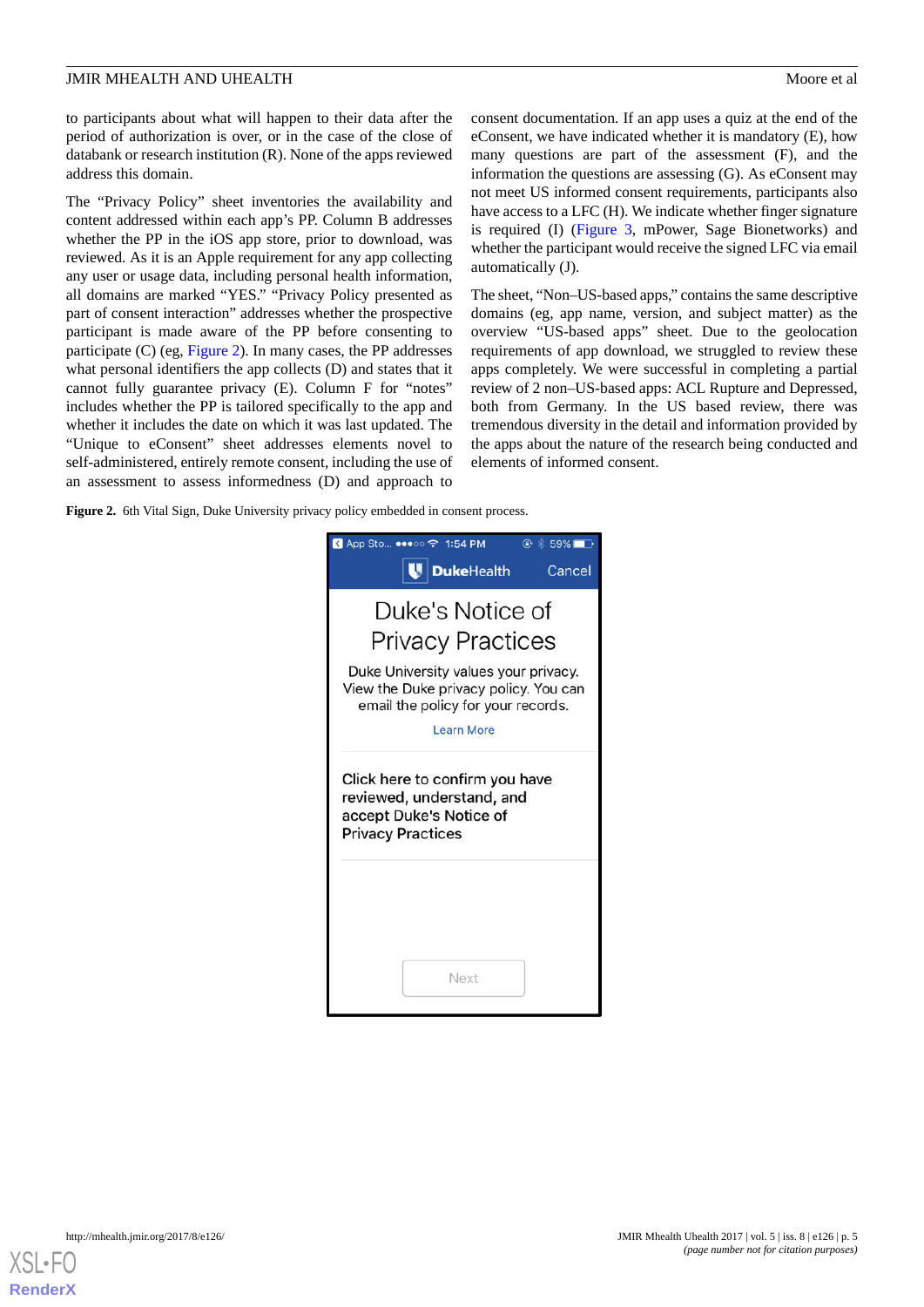to participants about what will happen to their data after the period of authorization is over, or in the case of the close of databank or research institution (R). None of the apps reviewed address this domain.

The "Privacy Policy" sheet inventories the availability and content addressed within each app's PP. Column B addresses whether the PP in the iOS app store, prior to download, was reviewed. As it is an Apple requirement for any app collecting any user or usage data, including personal health information, all domains are marked "YES." "Privacy Policy presented as part of consent interaction" addresses whether the prospective participant is made aware of the PP before consenting to participate (C) (eg, Figure 2). In many cases, the PP addresses what personal identifiers the app collects (D) and states that it cannot fully guarantee privacy (E). Column F for "notes" includes whether the PP is tailored specifically to the app and whether it includes the date on which it was last updated. The "Unique to eConsent" sheet addresses elements novel to self-administered, entirely remote consent, including the use of an assessment to assess informedness (D) and approach to consent documentation. If an app uses a quiz at the end of the eConsent, we have indicated whether it is mandatory (E), how many questions are part of the assessment (F), and the information the questions are assessing (G). As eConsent may not meet US informed consent requirements, participants also have access to a LFC (H). We indicate whether finger signature is required (I) (Figure 3, mPower, Sage Bionetworks) and whether the participant would receive the signed LFC via email automatically (J).

The sheet, "Non–US-based apps," contains the same descriptive domains (eg, app name, version, and subject matter) as the overview "US-based apps" sheet. Due to the geolocation requirements of app download, we struggled to review these apps completely. We were successful in completing a partial review of 2 non–US-based apps: ACL Rupture and Depressed, both from Germany. In the US based review, there was tremendous diversity in the detail and information provided by the apps about the nature of the research being conducted and elements of informed consent.

**Figure 2.** 6th Vital Sign, Duke University privacy policy embedded in consent process.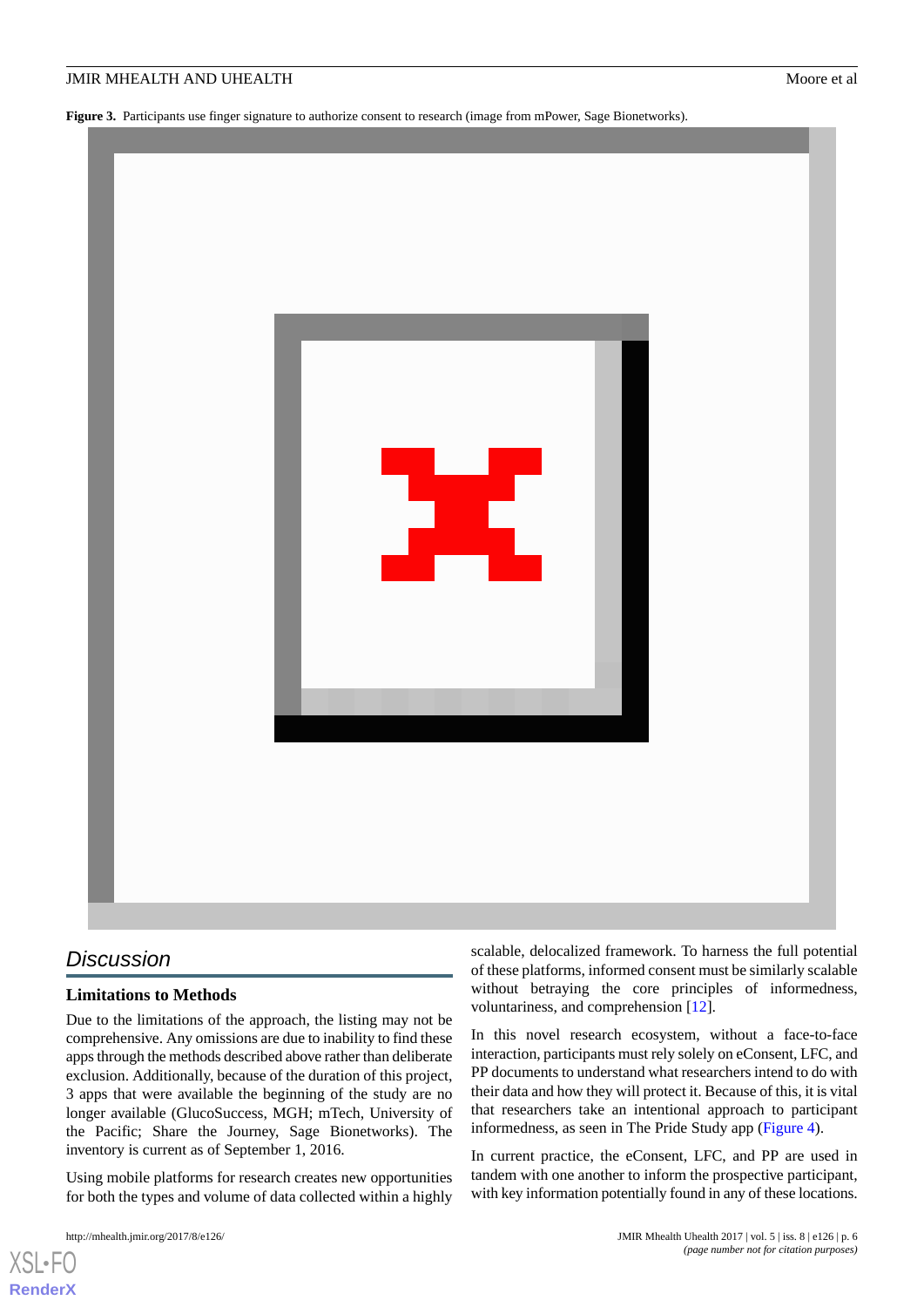**Figure 3.** Participants use finger signature to authorize consent to research (image from mPower, Sage Bionetworks).

## Discussion

### Limitations to Methods

Due to the limitations of the approach, the listing may not be comprehensive. Any omissions are due to inability to find these apps through the methods described above rather than deliberate exclusion. Additionally, because of the duration of this project, 3 apps that were available the beginning of the study are no longer available (GlucoSuccess, MGH; mTech, University of the Pacific; Share the Journey, Sage Bionetworks). The inventory is current as of September 1, 2016.

Using mobile platforms for research creates new opportunities for both the types and volume of data collected within a highly scalable, delocalized framework. To harness the full potential of these platforms, informed consent must be similarly scalable without betraying the core principles of informedness, voluntariness, and comprehension [12].

In this novel research ecosystem, without a face-to-face interaction, participants must rely solely on eConsent, LFC, and PP documents to understand what researchers intend to do with their data and how they will protect it. Because of this, it is vital that researchers take an intentional approach to participant informedness, as seen in The Pride Study app (Figure 4).

In current practice, the eConsent, LFC, and PP are used in tandem with one another to inform the prospective participant, with key information potentially found in any of these locations.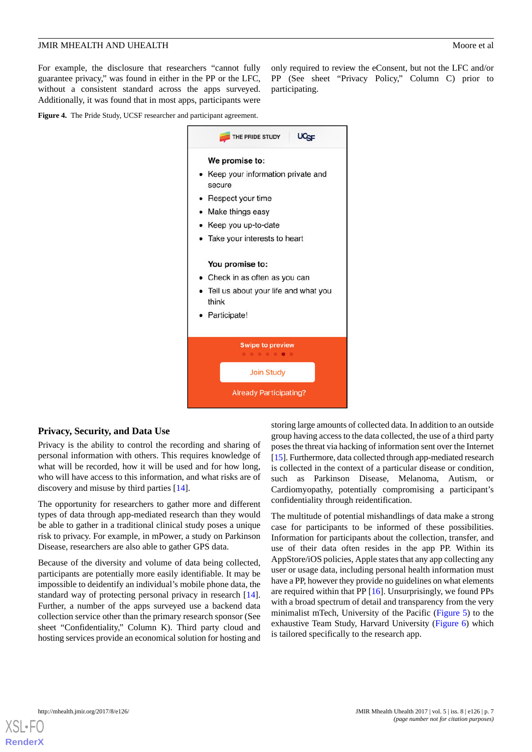For example, the disclosure that researchers "cannot fully guarantee privacy," was found in either in the PP or the LFC, without a consistent standard across the apps surveyed. Additionally, it was found that in most apps, participants were only required to review the eConsent, but not the LFC and/or PP (See sheet "Privacy Policy," Column C) prior to participating.

**Figure 4.** The Pride Study, UCSF researcher and participant agreement.

## Privacy, Security, and Data Use

Privacy is the ability to control the recording and sharing of personal information with others. This requires knowledge of what will be recorded, how it will be used and for how long, who will have access to this information, and what risks are of discovery and misuse by third parties [14].

The opportunity for researchers to gather more and different types of data through app-mediated research than they would be able to gather in a traditional clinical study poses a unique risk to privacy. For example, in mPower, a study on Parkinson Disease, researchers are also able to gather GPS data.

Because of the diversity and volume of data being collected, participants are potentially more easily identifiable. It may be impossible to deidentify an individual's mobile phone data, the standard way of protecting personal privacy in research [14]. Further, a number of the apps surveyed use a backend data collection service other than the primary research sponsor (See sheet "Confidentiality," Column K). Third party cloud and hosting services provide an economical solution for hosting and storing large amounts of collected data. In addition to an outside group having access to the data collected, the use of a third party poses the threat via hacking of information sent over the Internet [15]. Furthermore, data collected through app-mediated research is collected in the context of a particular disease or condition, such as Parkinson Disease, Melanoma, Autism, or Cardiomyopathy, potentially compromising a participant's confidentiality through reidentification.

The multitude of potential mishandlings of data make a strong case for participants to be informed of these possibilities. Information for participants about the collection, transfer, and use of their data often resides in the app PP. Within its AppStore/iOS policies, Apple states that any app collecting any user or usage data, including personal health information must have a PP, however they provide no guidelines on what elements are required within that PP [16]. Unsurprisingly, we found PPs with a broad spectrum of detail and transparency from the very minimalist mTech, University of the Pacific (Figure 5) to the exhaustive Team Study, Harvard University (Figure 6) which is tailored specifically to the research app.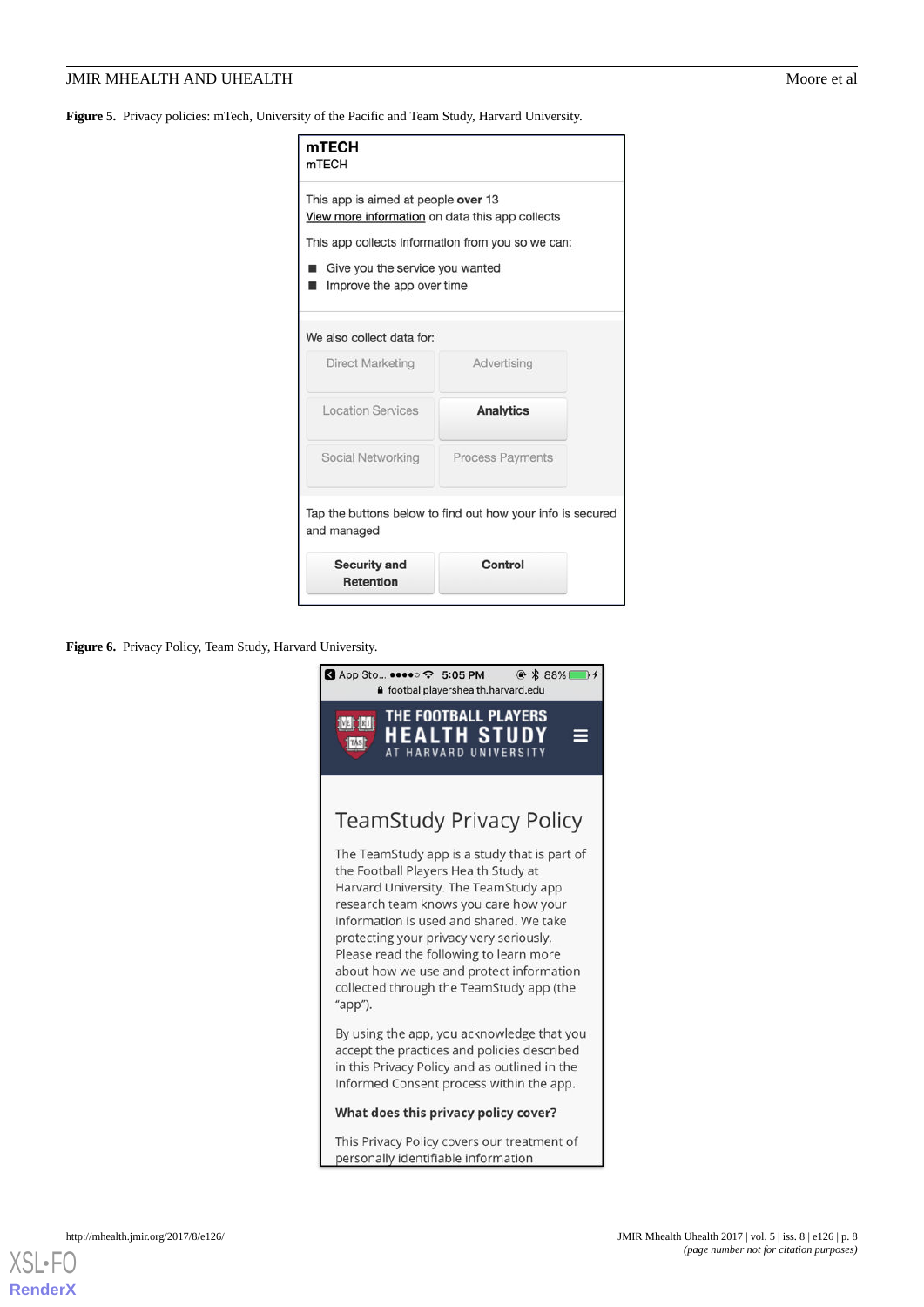**Figure 5.** Privacy policies: mTech, University of the Pacific and Team Study, Harvard University.

**mTECH**
mTECH

This app is aimed at people **over** 13
View more information on data this app collects

This app collects information from you so we can:

- Give you the service you wanted
- Improve the app over time

We also collect data for:

| Direct Marketing | Advertising |
| --- | --- |
| Location Services | **Analytics** |
| Social Networking | Process Payments |

Tap the buttons below to find out how your info is secured and managed

| **Security and Retention** | **Control** |
| --- | --- |

**Figure 6.** Privacy Policy, Team Study, Harvard University.

App Sto... 5:05 PM 88%
footballplayershealth.harvard.edu

THE FOOTBALL PLAYERS
HEALTH STUDY
AT HARVARD UNIVERSITY

TeamStudy Privacy Policy

The TeamStudy app is a study that is part of the Football Players Health Study at Harvard University. The TeamStudy app research team knows you care how your information is used and shared. We take protecting your privacy very seriously. Please read the following to learn more about how we use and protect information collected through the TeamStudy app (the "app").

By using the app, you acknowledge that you accept the practices and policies described in this Privacy Policy and as outlined in the Informed Consent process within the app.

**What does this privacy policy cover?**

This Privacy Policy covers our treatment of personally identifiable information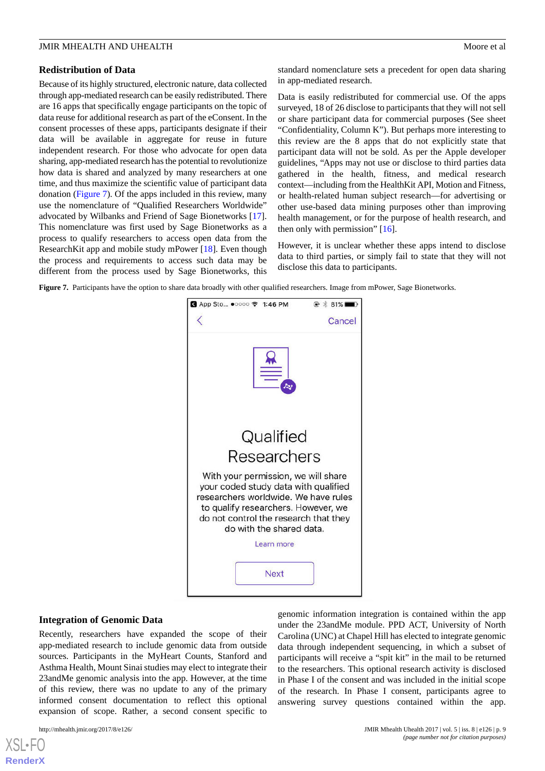### Redistribution of Data

Because of its highly structured, electronic nature, data collected through app-mediated research can be easily redistributed. There are 16 apps that specifically engage participants on the topic of data reuse for additional research as part of the eConsent. In the consent processes of these apps, participants designate if their data will be available in aggregate for reuse in future independent research. For those who advocate for open data sharing, app-mediated research has the potential to revolutionize how data is shared and analyzed by many researchers at one time, and thus maximize the scientific value of participant data donation (Figure 7). Of the apps included in this review, many use the nomenclature of "Qualified Researchers Worldwide" advocated by Wilbanks and Friend of Sage Bionetworks [17]. This nomenclature was first used by Sage Bionetworks as a process to qualify researchers to access open data from the ResearchKit app and mobile study mPower [18]. Even though the process and requirements to access such data may be different from the process used by Sage Bionetworks, this standard nomenclature sets a precedent for open data sharing in app-mediated research.

Data is easily redistributed for commercial use. Of the apps surveyed, 18 of 26 disclose to participants that they will not sell or share participant data for commercial purposes (See sheet "Confidentiality, Column K"). But perhaps more interesting to this review are the 8 apps that do not explicitly state that participant data will not be sold. As per the Apple developer guidelines, "Apps may not use or disclose to third parties data gathered in the health, fitness, and medical research context—including from the HealthKit API, Motion and Fitness, or health-related human subject research—for advertising or other use-based data mining purposes other than improving health management, or for the purpose of health research, and then only with permission" [16].

However, it is unclear whether these apps intend to disclose data to third parties, or simply fail to state that they will not disclose this data to participants.

**Figure 7.** Participants have the option to share data broadly with other qualified researchers. Image from mPower, Sage Bionetworks.

### Integration of Genomic Data

Recently, researchers have expanded the scope of their app-mediated research to include genomic data from outside sources. Participants in the MyHeart Counts, Stanford and Asthma Health, Mount Sinai studies may elect to integrate their 23andMe genomic analysis into the app. However, at the time of this review, there was no update to any of the primary informed consent documentation to reflect this optional expansion of scope. Rather, a second consent specific to genomic information integration is contained within the app under the 23andMe module. PPD ACT, University of North Carolina (UNC) at Chapel Hill has elected to integrate genomic data through independent sequencing, in which a subset of participants will receive a "spit kit" in the mail to be returned to the researchers. This optional research activity is disclosed in Phase I of the consent and was included in the initial scope of the research. In Phase I consent, participants agree to answering survey questions contained within the app.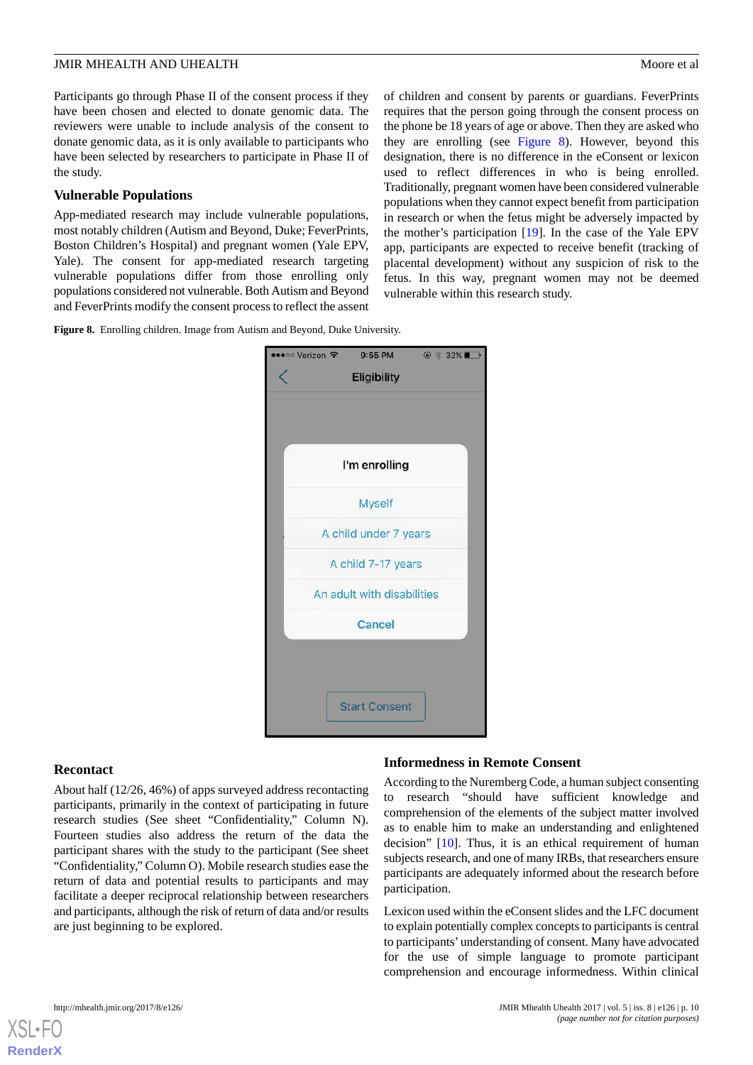Participants go through Phase II of the consent process if they have been chosen and elected to donate genomic data. The reviewers were unable to include analysis of the consent to donate genomic data, as it is only available to participants who have been selected by researchers to participate in Phase II of the study.

### Vulnerable Populations

App-mediated research may include vulnerable populations, most notably children (Autism and Beyond, Duke; FeverPrints, Boston Children's Hospital) and pregnant women (Yale EPV, Yale). The consent for app-mediated research targeting vulnerable populations differ from those enrolling only populations considered not vulnerable. Both Autism and Beyond and FeverPrints modify the consent process to reflect the assent of children and consent by parents or guardians. FeverPrints requires that the person going through the consent process on the phone be 18 years of age or above. Then they are asked who they are enrolling (see Figure 8). However, beyond this designation, there is no difference in the eConsent or lexicon used to reflect differences in who is being enrolled. Traditionally, pregnant women have been considered vulnerable populations when they cannot expect benefit from participation in research or when the fetus might be adversely impacted by the mother's participation [19]. In the case of the Yale EPV app, participants are expected to receive benefit (tracking of placental development) without any suspicion of risk to the fetus. In this way, pregnant women may not be deemed vulnerable within this research study.

**Figure 8.** Enrolling children. Image from Autism and Beyond, Duke University.

### Recontact

About half (12/26, 46%) of apps surveyed address recontacting participants, primarily in the context of participating in future research studies (See sheet "Confidentiality," Column N). Fourteen studies also address the return of data the participant shares with the study to the participant (See sheet "Confidentiality," Column O). Mobile research studies ease the return of data and potential results to participants and may facilitate a deeper reciprocal relationship between researchers and participants, although the risk of return of data and/or results are just beginning to be explored.

### Informedness in Remote Consent

According to the Nuremberg Code, a human subject consenting to research "should have sufficient knowledge and comprehension of the elements of the subject matter involved as to enable him to make an understanding and enlightened decision" [10]. Thus, it is an ethical requirement of human subjects research, and one of many IRBs, that researchers ensure participants are adequately informed about the research before participation.

Lexicon used within the eConsent slides and the LFC document to explain potentially complex concepts to participants is central to participants' understanding of consent. Many have advocated for the use of simple language to promote participant comprehension and encourage informedness. Within clinical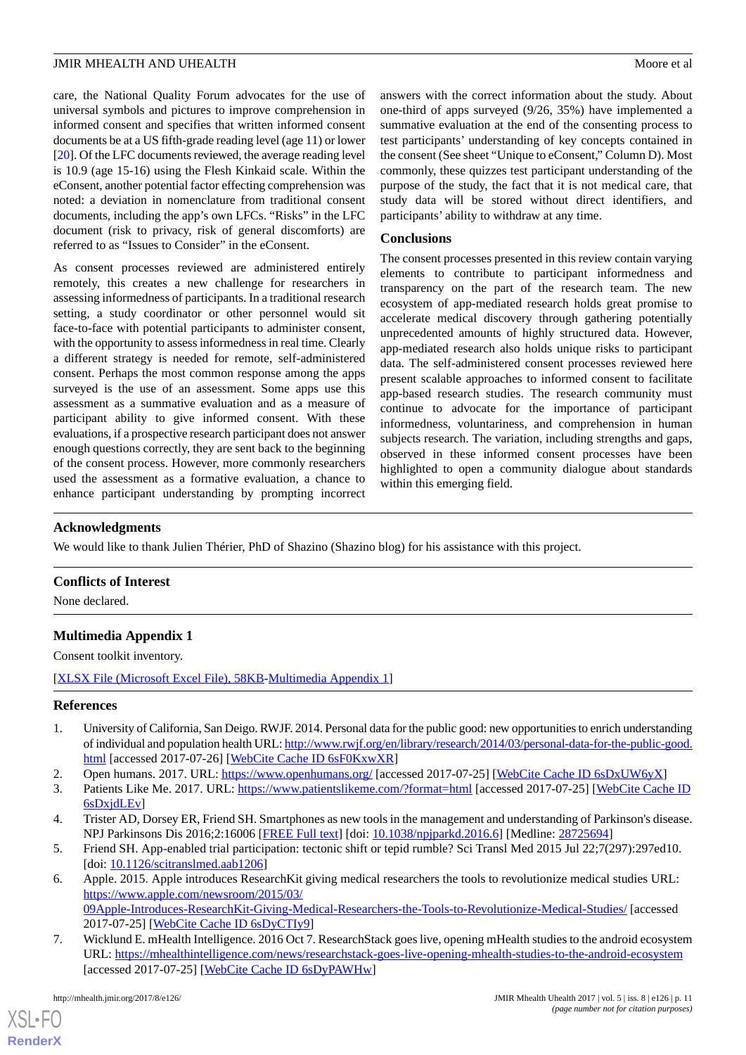care, the National Quality Forum advocates for the use of universal symbols and pictures to improve comprehension in informed consent and specifies that written informed consent documents be at a US fifth-grade reading level (age 11) or lower [20]. Of the LFC documents reviewed, the average reading level is 10.9 (age 15-16) using the Flesh Kinkaid scale. Within the eConsent, another potential factor effecting comprehension was noted: a deviation in nomenclature from traditional consent documents, including the app's own LFCs. "Risks" in the LFC document (risk to privacy, risk of general discomforts) are referred to as "Issues to Consider" in the eConsent.

As consent processes reviewed are administered entirely remotely, this creates a new challenge for researchers in assessing informedness of participants. In a traditional research setting, a study coordinator or other personnel would sit face-to-face with potential participants to administer consent, with the opportunity to assess informedness in real time. Clearly a different strategy is needed for remote, self-administered consent. Perhaps the most common response among the apps surveyed is the use of an assessment. Some apps use this assessment as a summative evaluation and as a measure of participant ability to give informed consent. With these evaluations, if a prospective research participant does not answer enough questions correctly, they are sent back to the beginning of the consent process. However, more commonly researchers used the assessment as a formative evaluation, a chance to enhance participant understanding by prompting incorrect answers with the correct information about the study. About one-third of apps surveyed (9/26, 35%) have implemented a summative evaluation at the end of the consenting process to test participants' understanding of key concepts contained in the consent (See sheet "Unique to eConsent," Column D). Most commonly, these quizzes test participant understanding of the purpose of the study, the fact that it is not medical care, that study data will be stored without direct identifiers, and participants' ability to withdraw at any time.

## Conclusions

The consent processes presented in this review contain varying elements to contribute to participant informedness and transparency on the part of the research team. The new ecosystem of app-mediated research holds great promise to accelerate medical discovery through gathering potentially unprecedented amounts of highly structured data. However, app-mediated research also holds unique risks to participant data. The self-administered consent processes reviewed here present scalable approaches to informed consent to facilitate app-based research studies. The research community must continue to advocate for the importance of participant informedness, voluntariness, and comprehension in human subjects research. The variation, including strengths and gaps, observed in these informed consent processes have been highlighted to open a community dialogue about standards within this emerging field.

## Acknowledgments

We would like to thank Julien Thérier, PhD of Shazino (Shazino blog) for his assistance with this project.

## Conflicts of Interest

None declared.

## Multimedia Appendix 1

Consent toolkit inventory.

[XLSX File (Microsoft Excel File), 58KB-Multimedia Appendix 1]

## References

1. University of California, San Deigo. RWJF. 2014. Personal data for the public good: new opportunities to enrich understanding of individual and population health URL: http://www.rwjf.org/en/library/research/2014/03/personal-data-for-the-public-good.html [accessed 2017-07-26] [WebCite Cache ID 6sF0KxwXR]
2. Open humans. 2017. URL: https://www.openhumans.org/ [accessed 2017-07-25] [WebCite Cache ID 6sDxUW6yX]
3. Patients Like Me. 2017. URL: https://www.patientslikeme.com/?format=html [accessed 2017-07-25] [WebCite Cache ID 6sDxjdLEv]
4. Trister AD, Dorsey ER, Friend SH. Smartphones as new tools in the management and understanding of Parkinson's disease. NPJ Parkinsons Dis 2016;2:16006 [FREE Full text] [doi: 10.1038/npjparkd.2016.6] [Medline: 28725694]
5. Friend SH. App-enabled trial participation: tectonic shift or tepid rumble? Sci Transl Med 2015 Jul 22;7(297):297ed10. [doi: 10.1126/scitranslmed.aab1206]
6. Apple. 2015. Apple introduces ResearchKit giving medical researchers the tools to revolutionize medical studies URL: https://www.apple.com/newsroom/2015/03/09Apple-Introduces-ResearchKit-Giving-Medical-Researchers-the-Tools-to-Revolutionize-Medical-Studies/ [accessed 2017-07-25] [WebCite Cache ID 6sDyCTIy9]
7. Wicklund E. mHealth Intelligence. 2016 Oct 7. ResearchStack goes live, opening mHealth studies to the android ecosystem URL: https://mhealthintelligence.com/news/researchstack-goes-live-opening-mhealth-studies-to-the-android-ecosystem [accessed 2017-07-25] [WebCite Cache ID 6sDyPAWHw]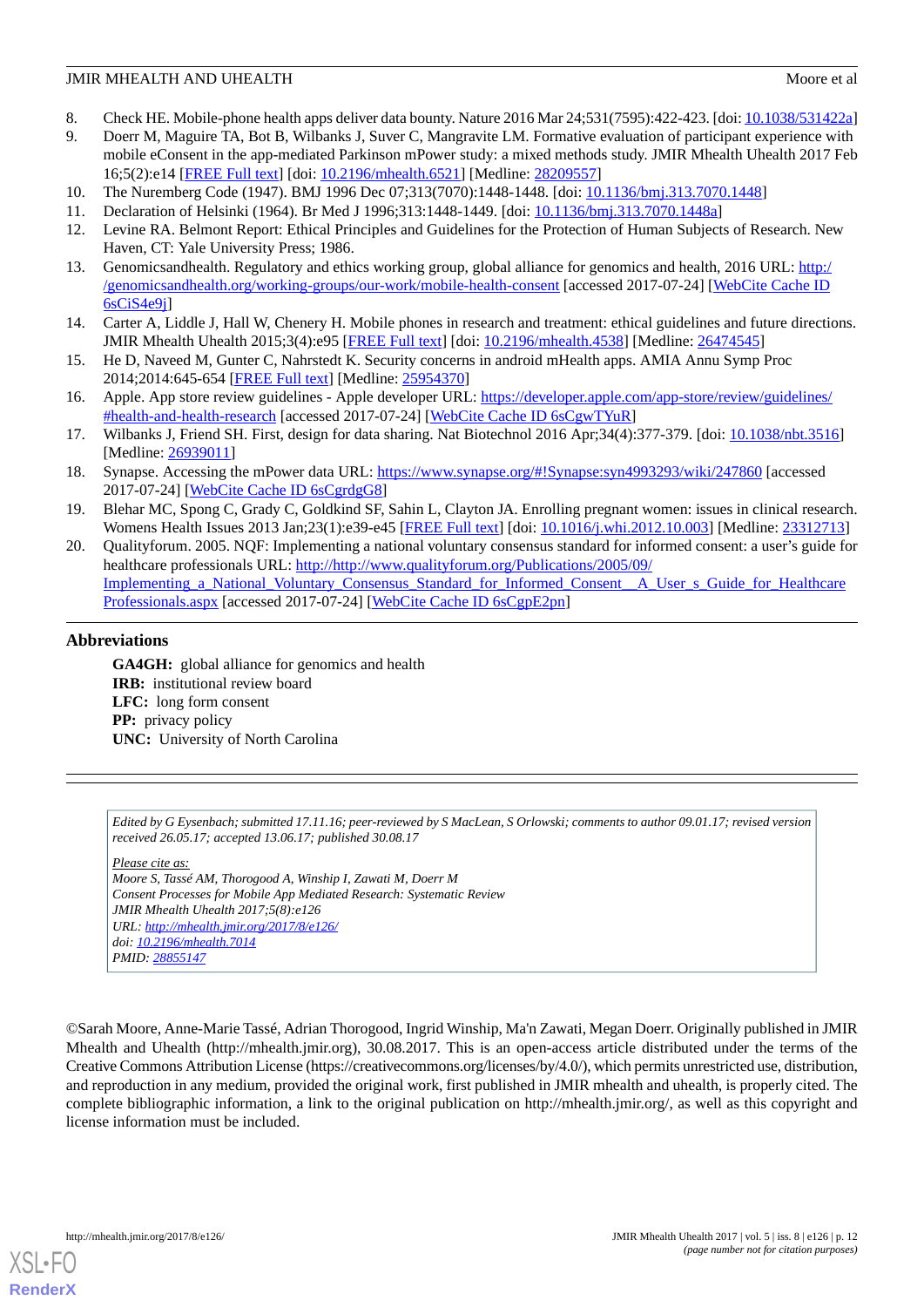8. Check HE. Mobile-phone health apps deliver data bounty. Nature 2016 Mar 24;531(7595):422-423. [doi: 10.1038/531422a]
9. Doerr M, Maguire TA, Bot B, Wilbanks J, Suver C, Mangravite LM. Formative evaluation of participant experience with mobile eConsent in the app-mediated Parkinson mPower study: a mixed methods study. JMIR Mhealth Uhealth 2017 Feb 16;5(2):e14 [FREE Full text] [doi: 10.2196/mhealth.6521] [Medline: 28209557]
10. The Nuremberg Code (1947). BMJ 1996 Dec 07;313(7070):1448-1448. [doi: 10.1136/bmj.313.7070.1448]
11. Declaration of Helsinki (1964). Br Med J 1996;313:1448-1449. [doi: 10.1136/bmj.313.7070.1448a]
12. Levine RA. Belmont Report: Ethical Principles and Guidelines for the Protection of Human Subjects of Research. New Haven, CT: Yale University Press; 1986.
13. Genomicsandhealth. Regulatory and ethics working group, global alliance for genomics and health, 2016 URL: http://genomicsandhealth.org/working-groups/our-work/mobile-health-consent [accessed 2017-07-24] [WebCite Cache ID 6sCiS4e9j]
14. Carter A, Liddle J, Hall W, Chenery H. Mobile phones in research and treatment: ethical guidelines and future directions. JMIR Mhealth Uhealth 2015;3(4):e95 [FREE Full text] [doi: 10.2196/mhealth.4538] [Medline: 26474545]
15. He D, Naveed M, Gunter C, Nahrstedt K. Security concerns in android mHealth apps. AMIA Annu Symp Proc 2014;2014:645-654 [FREE Full text] [Medline: 25954370]
16. Apple. App store review guidelines - Apple developer URL: https://developer.apple.com/app-store/review/guidelines/#health-and-health-research [accessed 2017-07-24] [WebCite Cache ID 6sCgwTYuR]
17. Wilbanks J, Friend SH. First, design for data sharing. Nat Biotechnol 2016 Apr;34(4):377-379. [doi: 10.1038/nbt.3516] [Medline: 26939011]
18. Synapse. Accessing the mPower data URL: https://www.synapse.org/#!Synapse:syn4993293/wiki/247860 [accessed 2017-07-24] [WebCite Cache ID 6sCgrdgG8]
19. Blehar MC, Spong C, Grady C, Goldkind SF, Sahin L, Clayton JA. Enrolling pregnant women: issues in clinical research. Womens Health Issues 2013 Jan;23(1):e39-e45 [FREE Full text] [doi: 10.1016/j.whi.2012.10.003] [Medline: 23312713]
20. Qualityforum. 2005. NQF: Implementing a national voluntary consensus standard for informed consent: a user's guide for healthcare professionals URL: http://http://www.qualityforum.org/Publications/2005/09/Implementing_a_National_Voluntary_Consensus_Standard_for_Informed_Consent__A_User_s_Guide_for_Healthcare_Professionals.aspx [accessed 2017-07-24] [WebCite Cache ID 6sCgpE2pn]

## Abbreviations

**GA4GH:** global alliance for genomics and health
**IRB:** institutional review board
**LFC:** long form consent
**PP:** privacy policy
**UNC:** University of North Carolina

*Edited by G Eysenbach; submitted 17.11.16; peer-reviewed by S MacLean, S Orlowski; comments to author 09.01.17; revised version received 26.05.17; accepted 13.06.17; published 30.08.17*

*Please cite as:*
*Moore S, Tassé AM, Thorogood A, Winship I, Zawati M, Doerr M*
*Consent Processes for Mobile App Mediated Research: Systematic Review*
*JMIR Mhealth Uhealth 2017;5(8):e126*
*URL: http://mhealth.jmir.org/2017/8/e126/*
*doi: 10.2196/mhealth.7014*
*PMID: 28855147*

©Sarah Moore, Anne-Marie Tassé, Adrian Thorogood, Ingrid Winship, Ma'n Zawati, Megan Doerr. Originally published in JMIR Mhealth and Uhealth (http://mhealth.jmir.org), 30.08.2017. This is an open-access article distributed under the terms of the Creative Commons Attribution License (https://creativecommons.org/licenses/by/4.0/), which permits unrestricted use, distribution, and reproduction in any medium, provided the original work, first published in JMIR mhealth and uhealth, is properly cited. The complete bibliographic information, a link to the original publication on http://mhealth.jmir.org/, as well as this copyright and license information must be included.